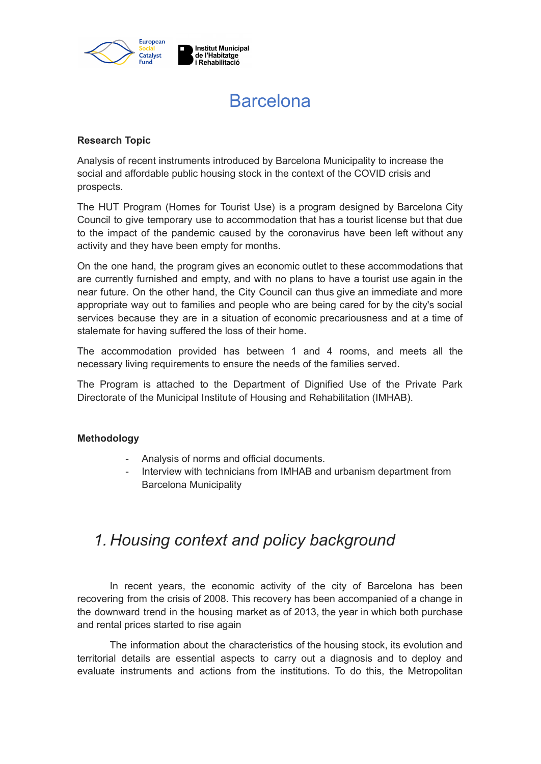# Barcelona

**Research Topic**

Analysis of recent instruments introduced by Barcelona Municipality to increase the social and affordable public housing stock in the context of the COVID crisis and prospects.

The HUT Program (Homes for Tourist Use) is a program designed by Barcelona City Council to give temporary use to accommodation that has a tourist license but that due to the impact of the pandemic caused by the coronavirus have been left without any activity and they have been empty for months.

On the one hand, the program gives an economic outlet to these accommodations that are currently furnished and empty, and with no plans to have a tourist use again in the near future. On the other hand, the City Council can thus give an immediate and more appropriate way out to families and people who are being cared for by the city's social services because they are in a situation of economic precariousness and at a time of stalemate for having suffered the loss of their home.

The accommodation provided has between 1 and 4 rooms, and meets all the necessary living requirements to ensure the needs of the families served.

The Program is attached to the Department of Dignified Use of the Private Park Directorate of the Municipal Institute of Housing and Rehabilitation (IMHAB).

**Methodology**

- Analysis of norms and official documents.
- Interview with technicians from IMHAB and urbanism department from Barcelona Municipality

## *1. Housing context and policy background*

In recent years, the economic activity of the city of Barcelona has been recovering from the crisis of 2008. This recovery has been accompanied of a change in the downward trend in the housing market as of 2013, the year in which both purchase and rental prices started to rise again

The information about the characteristics of the housing stock, its evolution and territorial details are essential aspects to carry out a diagnosis and to deploy and evaluate instruments and actions from the institutions. To do this, the Metropolitan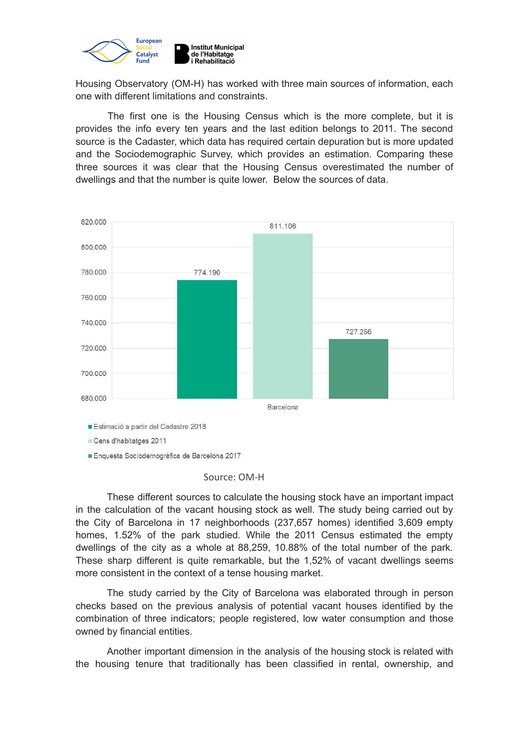Housing Observatory (OM-H) has worked with three main sources of information, each one with different limitations and constraints.

The first one is the Housing Census which is the more complete, but it is provides the info every ten years and the last edition belongs to 2011. The second source is the Cadaster, which data has required certain depuration but is more updated and the Sociodemographic Survey, which provides an estimation. Comparing these three sources it was clear that the Housing Census overestimated the number of dwellings and that the number is quite lower. Below the sources of data.

820.000
800.000
780.000
760.000
740.000
720.000
700.000
680.000

774.190
811.106
727.256

Barcelona

Estimació a partir del Cadastre 2018
Cens d'habitatges 2011
Enquesta Sociodemogràfica de Barcelona 2017

Source: OM-H

These different sources to calculate the housing stock have an important impact in the calculation of the vacant housing stock as well. The study being carried out by the City of Barcelona in 17 neighborhoods (237,657 homes) identified 3,609 empty homes, 1.52% of the park studied. While the 2011 Census estimated the empty dwellings of the city as a whole at 88,259, 10.88% of the total number of the park. These sharp different is quite remarkable, but the 1,52% of vacant dwellings seems more consistent in the context of a tense housing market.

The study carried by the City of Barcelona was elaborated through in person checks based on the previous analysis of potential vacant houses identified by the combination of three indicators; people registered, low water consumption and those owned by financial entities.

Another important dimension in the analysis of the housing stock is related with the housing tenure that traditionally has been classified in rental, ownership, and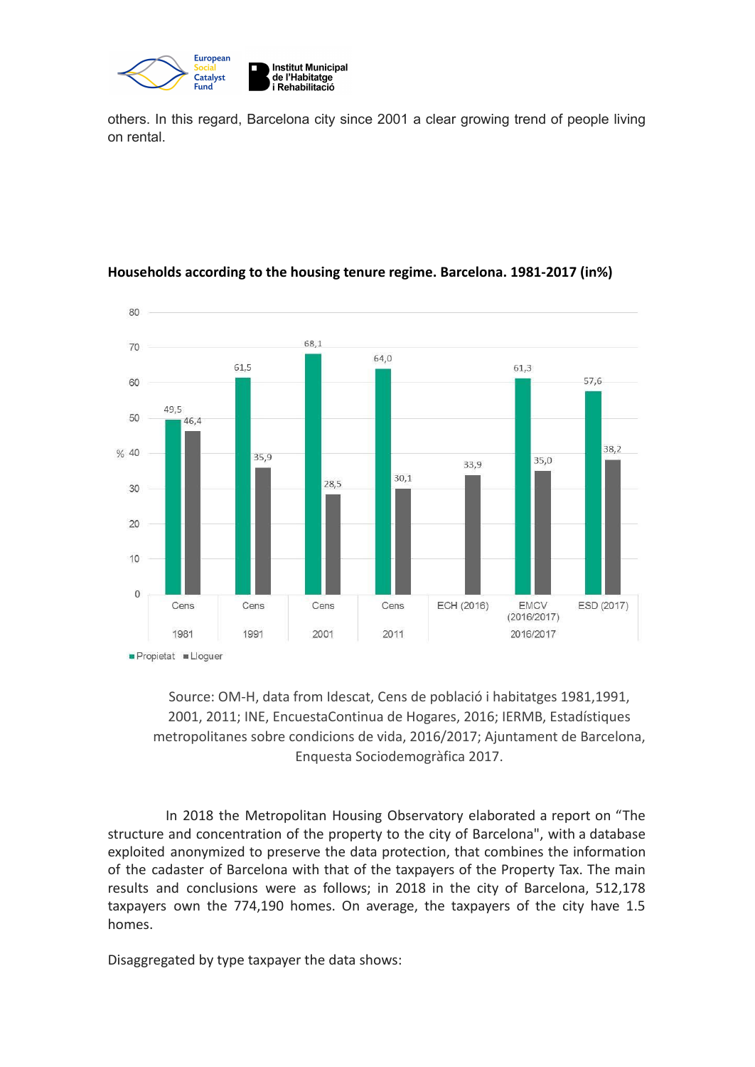others. In this regard, Barcelona city since 2001 a clear growing trend of people living on rental.

**Households according to the housing tenure regime. Barcelona. 1981-2017 (in%)**

80
70
60
50
% 40
30
20
10
0

49,5
46,4
61,5
35,9
68,1
28,5
64,0
30,1
33,9
61,3
35,0
57,6
38,2

Cens 1981
Cens 1991
Cens 2001
Cens 2011
ECH (2016)
EMCV (2016/2017)
ESD (2017)
2016/2017

Propietat  Lloguer

Source: OM-H, data from Idescat, Cens de població i habitatges 1981,1991, 2001, 2011; INE, EncuestaContinua de Hogares, 2016; IERMB, Estadístiques metropolitanes sobre condicions de vida, 2016/2017; Ajuntament de Barcelona, Enquesta Sociodemogràfica 2017.

In 2018 the Metropolitan Housing Observatory elaborated a report on "The structure and concentration of the property to the city of Barcelona", with a database exploited anonymized to preserve the data protection, that combines the information of the cadaster of Barcelona with that of the taxpayers of the Property Tax. The main results and conclusions were as follows; in 2018 in the city of Barcelona, 512,178 taxpayers own the 774,190 homes. On average, the taxpayers of the city have 1.5 homes.

Disaggregated by type taxpayer the data shows: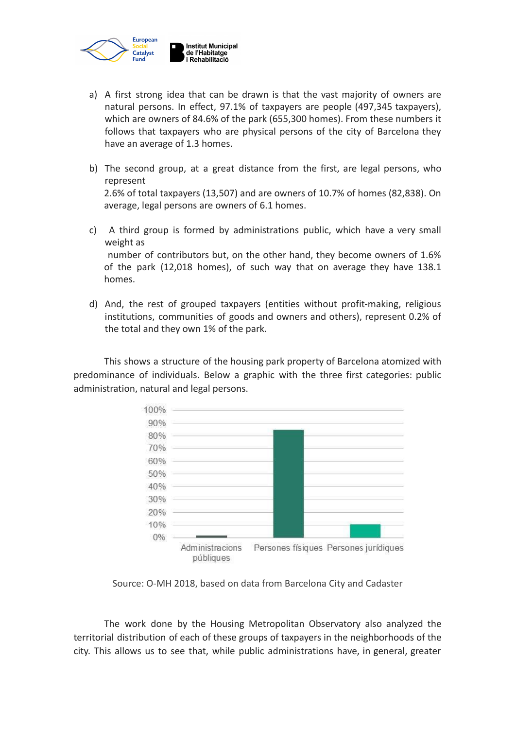a) A first strong idea that can be drawn is that the vast majority of owners are natural persons. In effect, 97.1% of taxpayers are people (497,345 taxpayers), which are owners of 84.6% of the park (655,300 homes). From these numbers it follows that taxpayers who are physical persons of the city of Barcelona they have an average of 1.3 homes.

b) The second group, at a great distance from the first, are legal persons, who represent
2.6% of total taxpayers (13,507) and are owners of 10.7% of homes (82,838). On average, legal persons are owners of 6.1 homes.

c) A third group is formed by administrations public, which have a very small weight as
number of contributors but, on the other hand, they become owners of 1.6% of the park (12,018 homes), of such way that on average they have 138.1 homes.

d) And, the rest of grouped taxpayers (entities without profit-making, religious institutions, communities of goods and owners and others), represent 0.2% of the total and they own 1% of the park.

This shows a structure of the housing park property of Barcelona atomized with predominance of individuals. Below a graphic with the three first categories: public administration, natural and legal persons.

100%
90%
80%
70%
60%
50%
40%
30%
20%
10%
0%

Administracions públiques
Persones físiques
Persones jurídiques

Source: O-MH 2018, based on data from Barcelona City and Cadaster

The work done by the Housing Metropolitan Observatory also analyzed the territorial distribution of each of these groups of taxpayers in the neighborhoods of the city. This allows us to see that, while public administrations have, in general, greater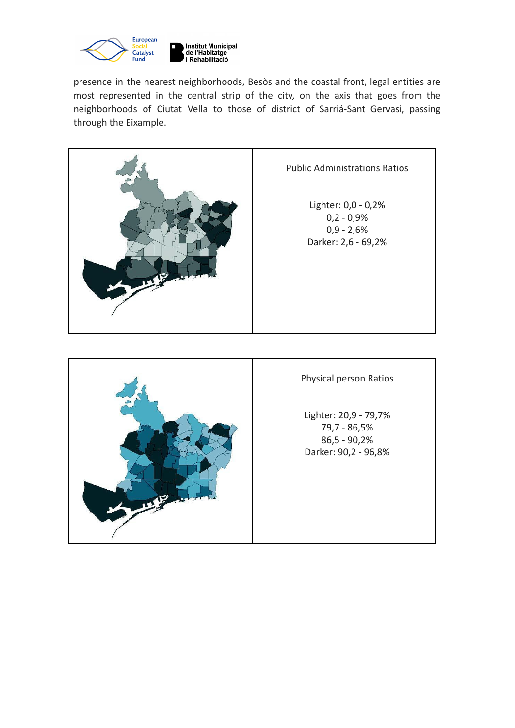presence in the nearest neighborhoods, Besòs and the coastal front, legal entities are most represented in the central strip of the city, on the axis that goes from the neighborhoods of Ciutat Vella to those of district of Sarriá-Sant Gervasi, passing through the Eixample.

Public Administrations Ratios

Lighter: 0,0 - 0,2%
0,2 - 0,9%
0,9 - 2,6%
Darker: 2,6 - 69,2%

Physical person Ratios

Lighter: 20,9 - 79,7%
79,7 - 86,5%
86,5 - 90,2%
Darker: 90,2 - 96,8%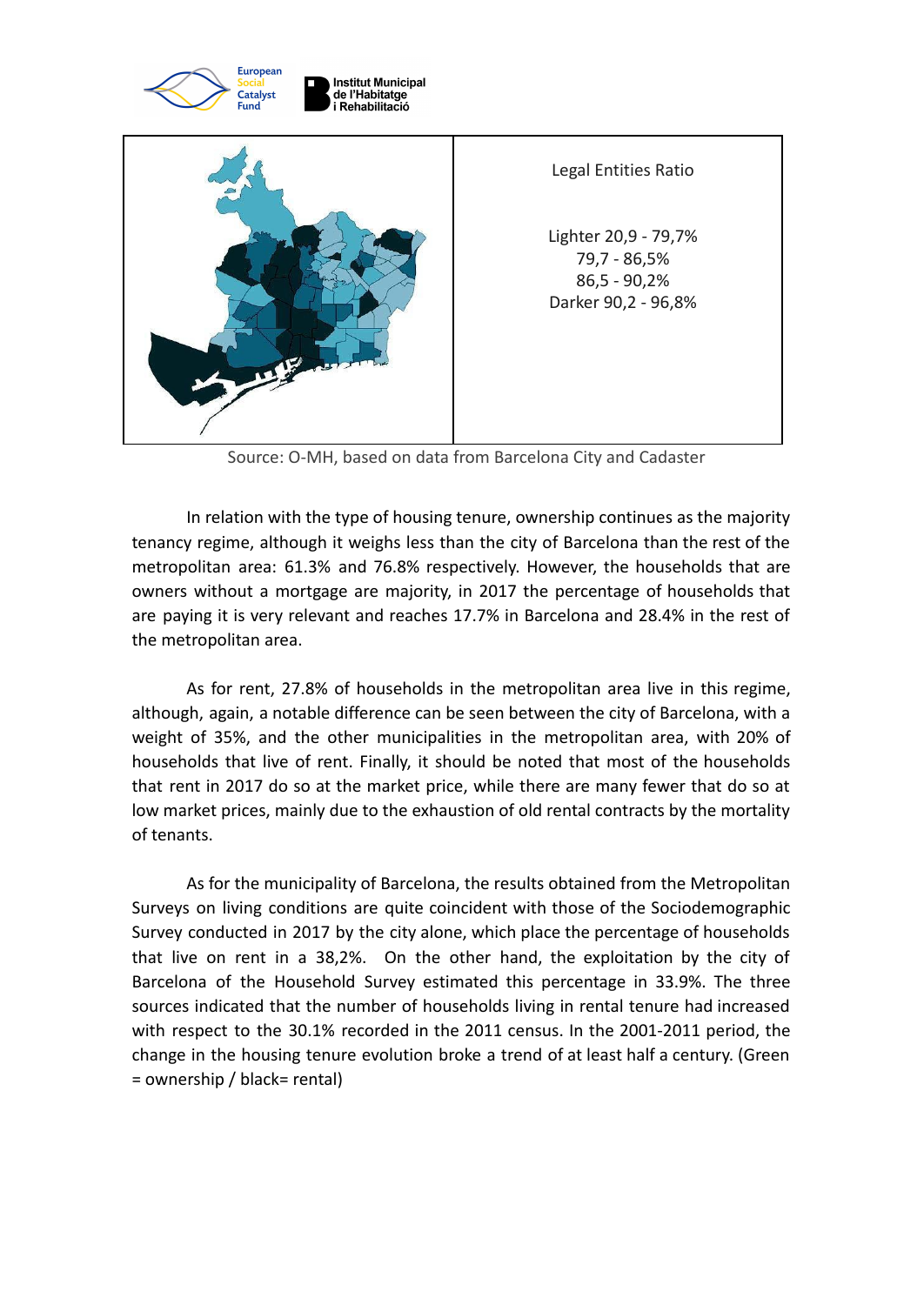Legal Entities Ratio

Lighter 20,9 - 79,7%
79,7 - 86,5%
86,5 - 90,2%
Darker 90,2 - 96,8%

Source: O-MH, based on data from Barcelona City and Cadaster

In relation with the type of housing tenure, ownership continues as the majority tenancy regime, although it weighs less than the city of Barcelona than the rest of the metropolitan area: 61.3% and 76.8% respectively. However, the households that are owners without a mortgage are majority, in 2017 the percentage of households that are paying it is very relevant and reaches 17.7% in Barcelona and 28.4% in the rest of the metropolitan area.

As for rent, 27.8% of households in the metropolitan area live in this regime, although, again, a notable difference can be seen between the city of Barcelona, with a weight of 35%, and the other municipalities in the metropolitan area, with 20% of households that live of rent. Finally, it should be noted that most of the households that rent in 2017 do so at the market price, while there are many fewer that do so at low market prices, mainly due to the exhaustion of old rental contracts by the mortality of tenants.

As for the municipality of Barcelona, the results obtained from the Metropolitan Surveys on living conditions are quite coincident with those of the Sociodemographic Survey conducted in 2017 by the city alone, which place the percentage of households that live on rent in a 38,2%. On the other hand, the exploitation by the city of Barcelona of the Household Survey estimated this percentage in 33.9%. The three sources indicated that the number of households living in rental tenure had increased with respect to the 30.1% recorded in the 2011 census. In the 2001-2011 period, the change in the housing tenure evolution broke a trend of at least half a century. (Green = ownership / black= rental)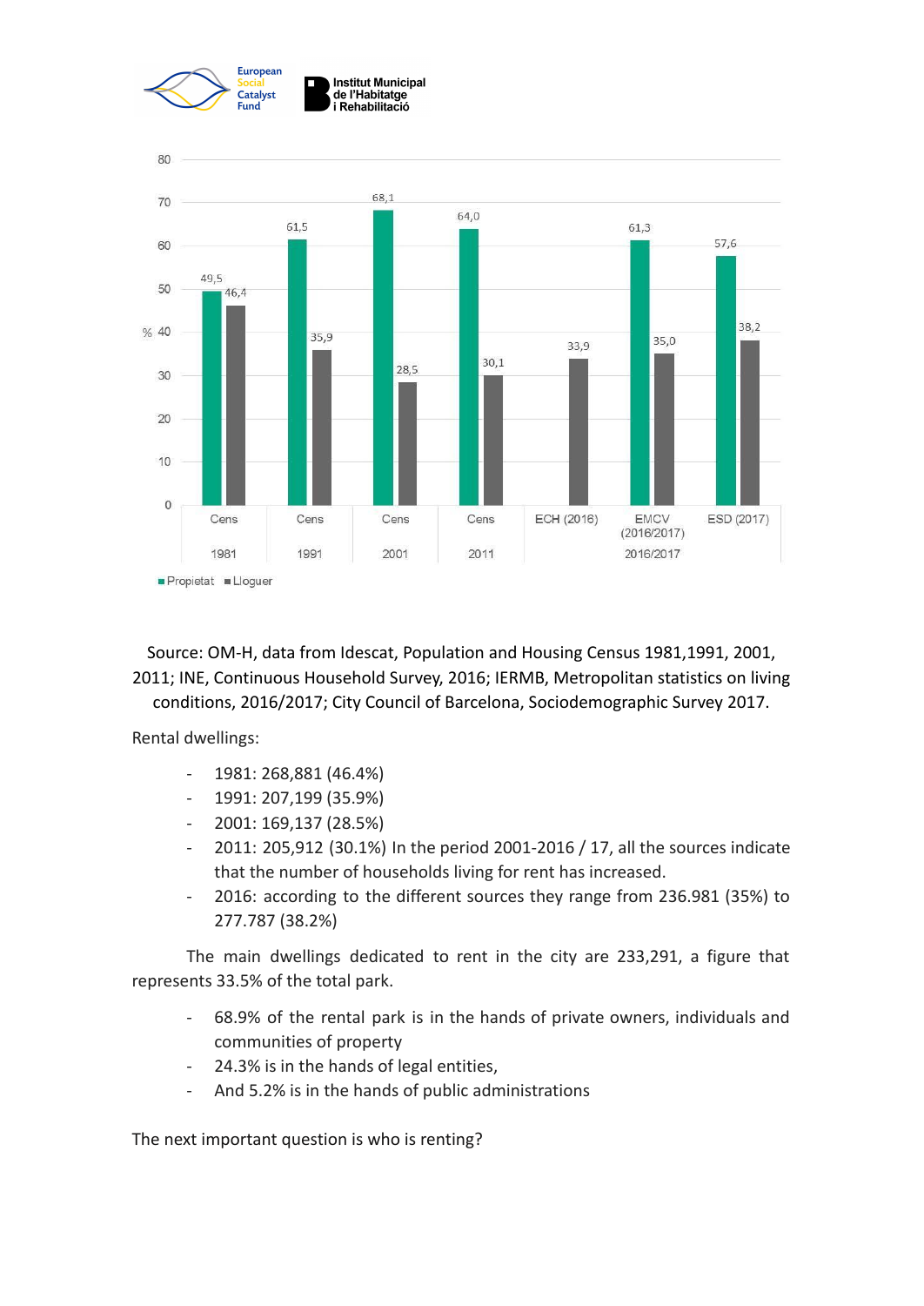80
70
60
50
% 40
30
20
10
0

49,5 46,4
61,5 35,9
68,1 28,5
64,0 30,1
33,9
61,3 35,0
57,6 38,2

Cens 1981
Cens 1991
Cens 2001
Cens 2011
ECH (2016)
EMCV (2016/2017) 2016/2017
ESD (2017)

Propietat Lloguer

Source: OM-H, data from Idescat, Population and Housing Census 1981,1991, 2001, 2011; INE, Continuous Household Survey, 2016; IERMB, Metropolitan statistics on living conditions, 2016/2017; City Council of Barcelona, Sociodemographic Survey 2017.

Rental dwellings:

- 1981: 268,881 (46.4%)
- 1991: 207,199 (35.9%)
- 2001: 169,137 (28.5%)
- 2011: 205,912 (30.1%) In the period 2001-2016 / 17, all the sources indicate that the number of households living for rent has increased.
- 2016: according to the different sources they range from 236.981 (35%) to 277.787 (38.2%)

The main dwellings dedicated to rent in the city are 233,291, a figure that represents 33.5% of the total park.

- 68.9% of the rental park is in the hands of private owners, individuals and communities of property
- 24.3% is in the hands of legal entities,
- And 5.2% is in the hands of public administrations

The next important question is who is renting?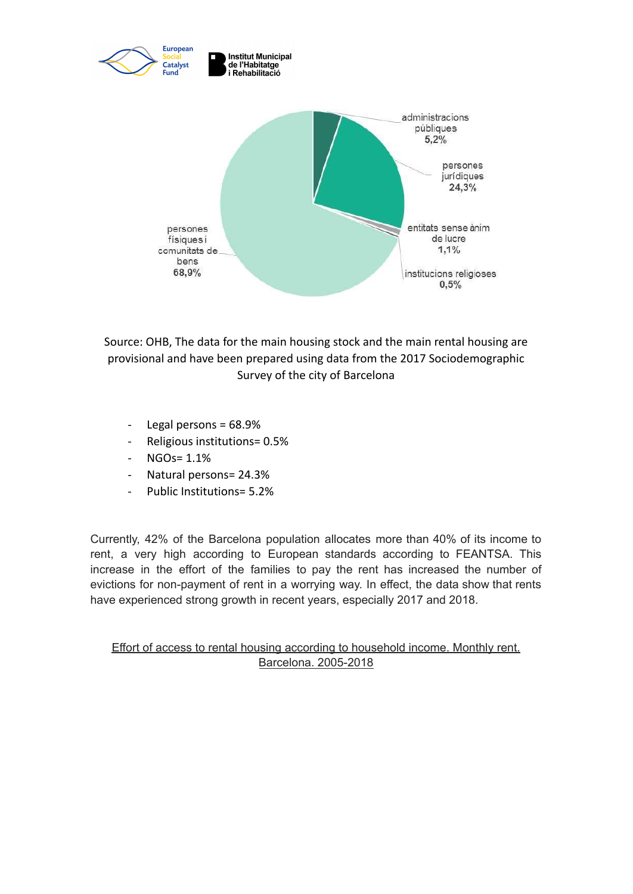administracions públiques
5,2%

persones jurídiques
24,3%

entitats sense ànim de lucre
1,1%

institucions religioses
0,5%

persones físiques i comunitats de bens
68,9%

Source: OHB, The data for the main housing stock and the main rental housing are provisional and have been prepared using data from the 2017 Sociodemographic Survey of the city of Barcelona

- Legal persons = 68.9%
- Religious institutions= 0.5%
- NGOs= 1.1%
- Natural persons= 24.3%
- Public Institutions= 5.2%

Currently, 42% of the Barcelona population allocates more than 40% of its income to rent, a very high according to European standards according to FEANTSA. This increase in the effort of the families to pay the rent has increased the number of evictions for non-payment of rent in a worrying way. In effect, the data show that rents have experienced strong growth in recent years, especially 2017 and 2018.

Effort of access to rental housing according to household income. Monthly rent. Barcelona. 2005-2018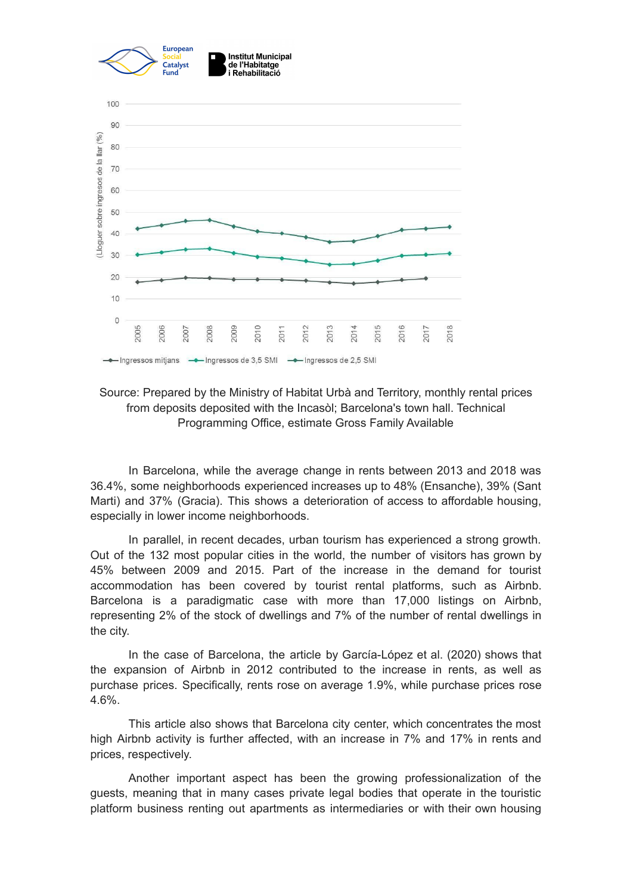Source: Prepared by the Ministry of Habitat Urbà and Territory, monthly rental prices from deposits deposited with the Incasòl; Barcelona's town hall. Technical Programming Office, estimate Gross Family Available

In Barcelona, while the average change in rents between 2013 and 2018 was 36.4%, some neighborhoods experienced increases up to 48% (Ensanche), 39% (Sant Marti) and 37% (Gracia). This shows a deterioration of access to affordable housing, especially in lower income neighborhoods.

In parallel, in recent decades, urban tourism has experienced a strong growth. Out of the 132 most popular cities in the world, the number of visitors has grown by 45% between 2009 and 2015. Part of the increase in the demand for tourist accommodation has been covered by tourist rental platforms, such as Airbnb. Barcelona is a paradigmatic case with more than 17,000 listings on Airbnb, representing 2% of the stock of dwellings and 7% of the number of rental dwellings in the city.

In the case of Barcelona, the article by García-López et al. (2020) shows that the expansion of Airbnb in 2012 contributed to the increase in rents, as well as purchase prices. Specifically, rents rose on average 1.9%, while purchase prices rose 4.6%.

This article also shows that Barcelona city center, which concentrates the most high Airbnb activity is further affected, with an increase in 7% and 17% in rents and prices, respectively.

Another important aspect has been the growing professionalization of the guests, meaning that in many cases private legal bodies that operate in the touristic platform business renting out apartments as intermediaries or with their own housing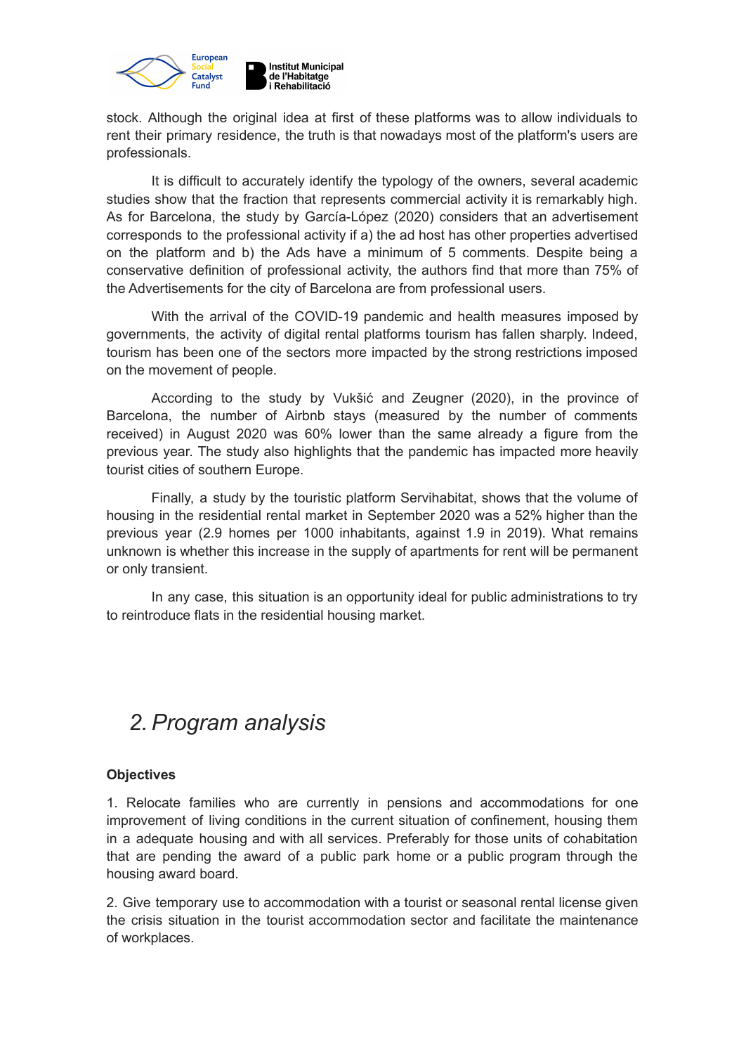stock. Although the original idea at first of these platforms was to allow individuals to rent their primary residence, the truth is that nowadays most of the platform's users are professionals.

It is difficult to accurately identify the typology of the owners, several academic studies show that the fraction that represents commercial activity it is remarkably high. As for Barcelona, the study by García-López (2020) considers that an advertisement corresponds to the professional activity if a) the ad host has other properties advertised on the platform and b) the Ads have a minimum of 5 comments. Despite being a conservative definition of professional activity, the authors find that more than 75% of the Advertisements for the city of Barcelona are from professional users.

With the arrival of the COVID-19 pandemic and health measures imposed by governments, the activity of digital rental platforms tourism has fallen sharply. Indeed, tourism has been one of the sectors more impacted by the strong restrictions imposed on the movement of people.

According to the study by Vukšić and Zeugner (2020), in the province of Barcelona, the number of Airbnb stays (measured by the number of comments received) in August 2020 was 60% lower than the same already a figure from the previous year. The study also highlights that the pandemic has impacted more heavily tourist cities of southern Europe.

Finally, a study by the touristic platform Servihabitat, shows that the volume of housing in the residential rental market in September 2020 was a 52% higher than the previous year (2.9 homes per 1000 inhabitants, against 1.9 in 2019). What remains unknown is whether this increase in the supply of apartments for rent will be permanent or only transient.

In any case, this situation is an opportunity ideal for public administrations to try to reintroduce flats in the residential housing market.

# *2. Program analysis*

**Objectives**

1. Relocate families who are currently in pensions and accommodations for one improvement of living conditions in the current situation of confinement, housing them in a adequate housing and with all services. Preferably for those units of cohabitation that are pending the award of a public park home or a public program through the housing award board.

2. Give temporary use to accommodation with a tourist or seasonal rental license given the crisis situation in the tourist accommodation sector and facilitate the maintenance of workplaces.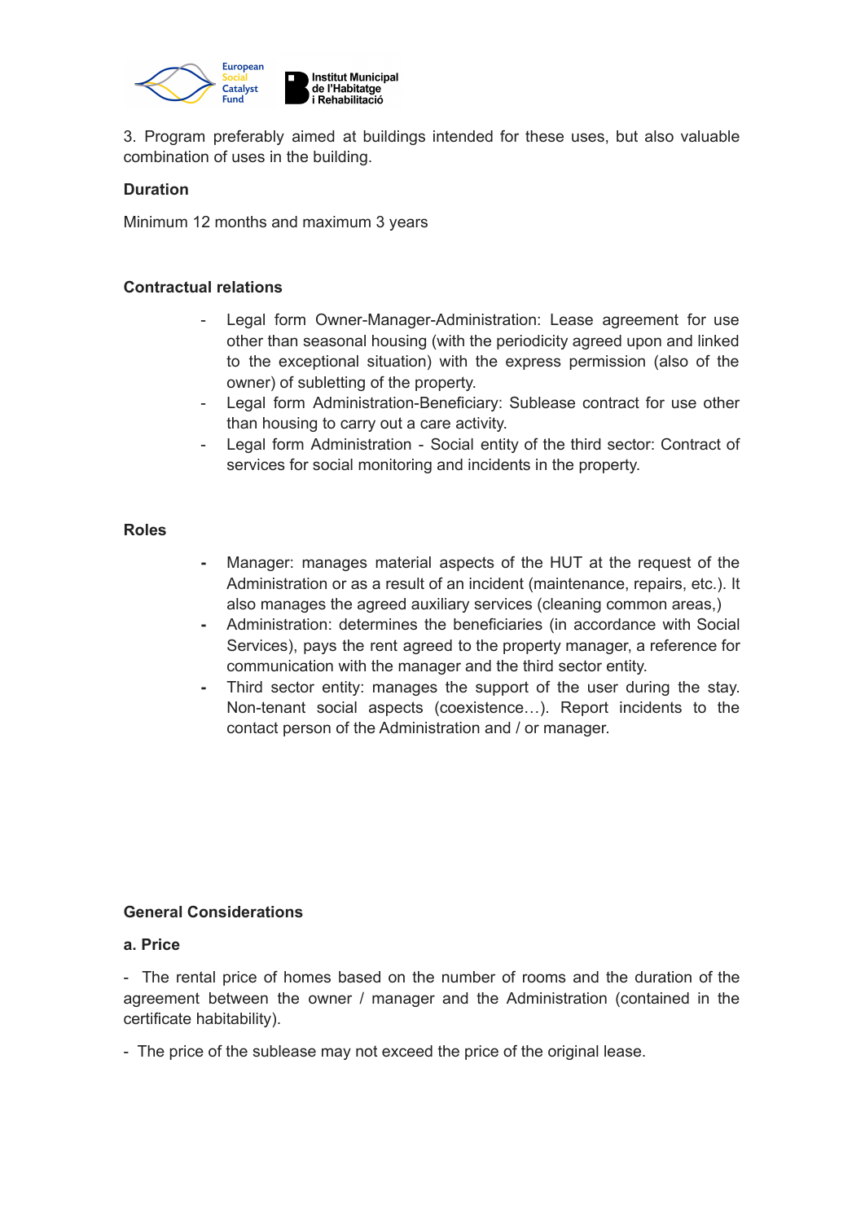3. Program preferably aimed at buildings intended for these uses, but also valuable combination of uses in the building.

**Duration**

Minimum 12 months and maximum 3 years

**Contractual relations**

- Legal form Owner-Manager-Administration: Lease agreement for use other than seasonal housing (with the periodicity agreed upon and linked to the exceptional situation) with the express permission (also of the owner) of subletting of the property.
- Legal form Administration-Beneficiary: Sublease contract for use other than housing to carry out a care activity.
- Legal form Administration - Social entity of the third sector: Contract of services for social monitoring and incidents in the property.

**Roles**

- Manager: manages material aspects of the HUT at the request of the Administration or as a result of an incident (maintenance, repairs, etc.). It also manages the agreed auxiliary services (cleaning common areas,)
- Administration: determines the beneficiaries (in accordance with Social Services), pays the rent agreed to the property manager, a reference for communication with the manager and the third sector entity.
- Third sector entity: manages the support of the user during the stay. Non-tenant social aspects (coexistence…). Report incidents to the contact person of the Administration and / or manager.

**General Considerations**

**a. Price**

- The rental price of homes based on the number of rooms and the duration of the agreement between the owner / manager and the Administration (contained in the certificate habitability).

- The price of the sublease may not exceed the price of the original lease.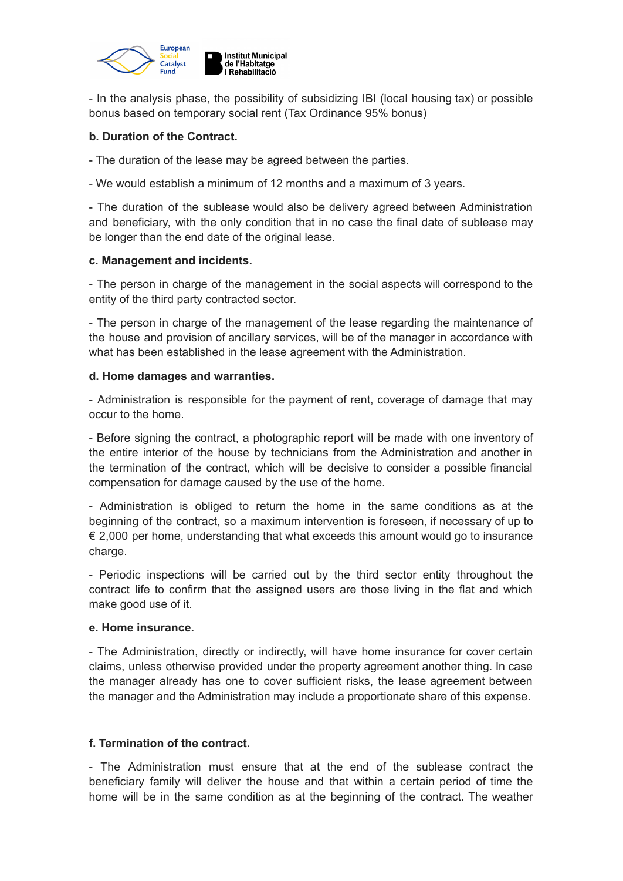- In the analysis phase, the possibility of subsidizing IBI (local housing tax) or possible bonus based on temporary social rent (Tax Ordinance 95% bonus)

**b. Duration of the Contract.**

- The duration of the lease may be agreed between the parties.

- We would establish a minimum of 12 months and a maximum of 3 years.

- The duration of the sublease would also be delivery agreed between Administration and beneficiary, with the only condition that in no case the final date of sublease may be longer than the end date of the original lease.

**c. Management and incidents.**

- The person in charge of the management in the social aspects will correspond to the entity of the third party contracted sector.

- The person in charge of the management of the lease regarding the maintenance of the house and provision of ancillary services, will be of the manager in accordance with what has been established in the lease agreement with the Administration.

**d. Home damages and warranties.**

- Administration is responsible for the payment of rent, coverage of damage that may occur to the home.

- Before signing the contract, a photographic report will be made with one inventory of the entire interior of the house by technicians from the Administration and another in the termination of the contract, which will be decisive to consider a possible financial compensation for damage caused by the use of the home.

- Administration is obliged to return the home in the same conditions as at the beginning of the contract, so a maximum intervention is foreseen, if necessary of up to € 2,000 per home, understanding that what exceeds this amount would go to insurance charge.

- Periodic inspections will be carried out by the third sector entity throughout the contract life to confirm that the assigned users are those living in the flat and which make good use of it.

**e. Home insurance.**

- The Administration, directly or indirectly, will have home insurance for cover certain claims, unless otherwise provided under the property agreement another thing. In case the manager already has one to cover sufficient risks, the lease agreement between the manager and the Administration may include a proportionate share of this expense.

**f. Termination of the contract.**

- The Administration must ensure that at the end of the sublease contract the beneficiary family will deliver the house and that within a certain period of time the home will be in the same condition as at the beginning of the contract. The weather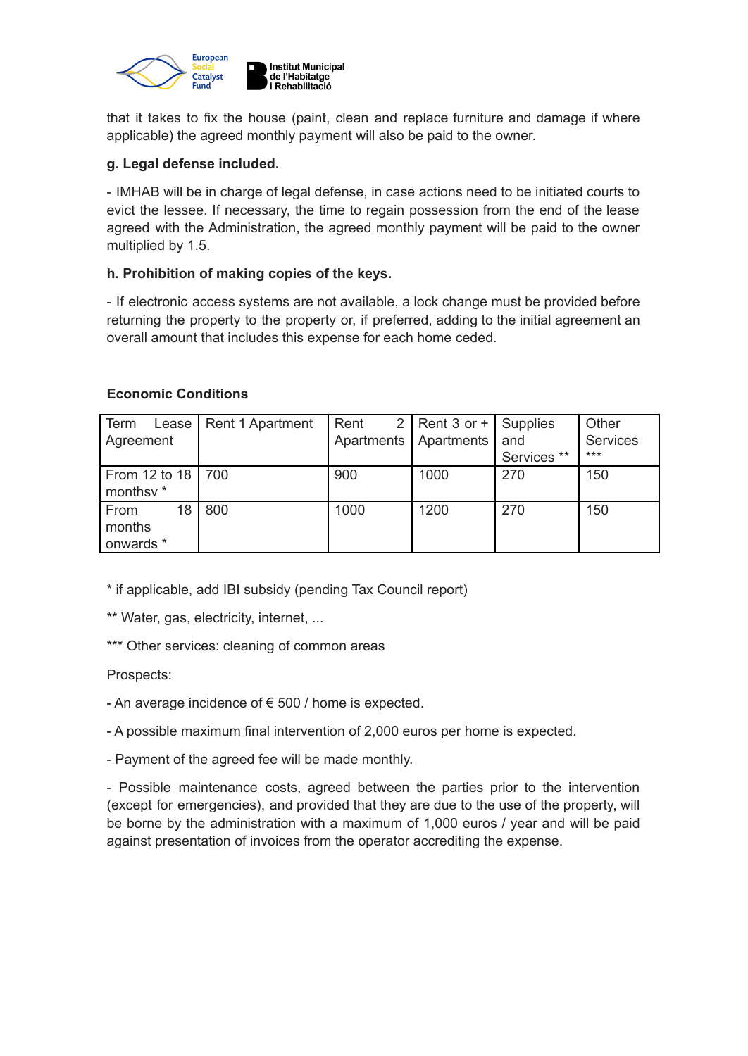that it takes to fix the house (paint, clean and replace furniture and damage if where applicable) the agreed monthly payment will also be paid to the owner.

**g. Legal defense included.**

- IMHAB will be in charge of legal defense, in case actions need to be initiated courts to evict the lessee. If necessary, the time to regain possession from the end of the lease agreed with the Administration, the agreed monthly payment will be paid to the owner multiplied by 1.5.

**h. Prohibition of making copies of the keys.**

- If electronic access systems are not available, a lock change must be provided before returning the property to the property or, if preferred, adding to the initial agreement an overall amount that includes this expense for each home ceded.

**Economic Conditions**

| Term Lease Agreement | Rent 1 Apartment | Rent 2 Apartments | Rent 3 or + Apartments | Supplies and Services ** | Other Services *** |
|---|---|---|---|---|---|
| From 12 to 18 monthsv * | 700 | 900 | 1000 | 270 | 150 |
| From 18 months onwards * | 800 | 1000 | 1200 | 270 | 150 |

* if applicable, add IBI subsidy (pending Tax Council report)

** Water, gas, electricity, internet, ...

*** Other services: cleaning of common areas

Prospects:

- An average incidence of € 500 / home is expected.

- A possible maximum final intervention of 2,000 euros per home is expected.

- Payment of the agreed fee will be made monthly.

- Possible maintenance costs, agreed between the parties prior to the intervention (except for emergencies), and provided that they are due to the use of the property, will be borne by the administration with a maximum of 1,000 euros / year and will be paid against presentation of invoices from the operator accrediting the expense.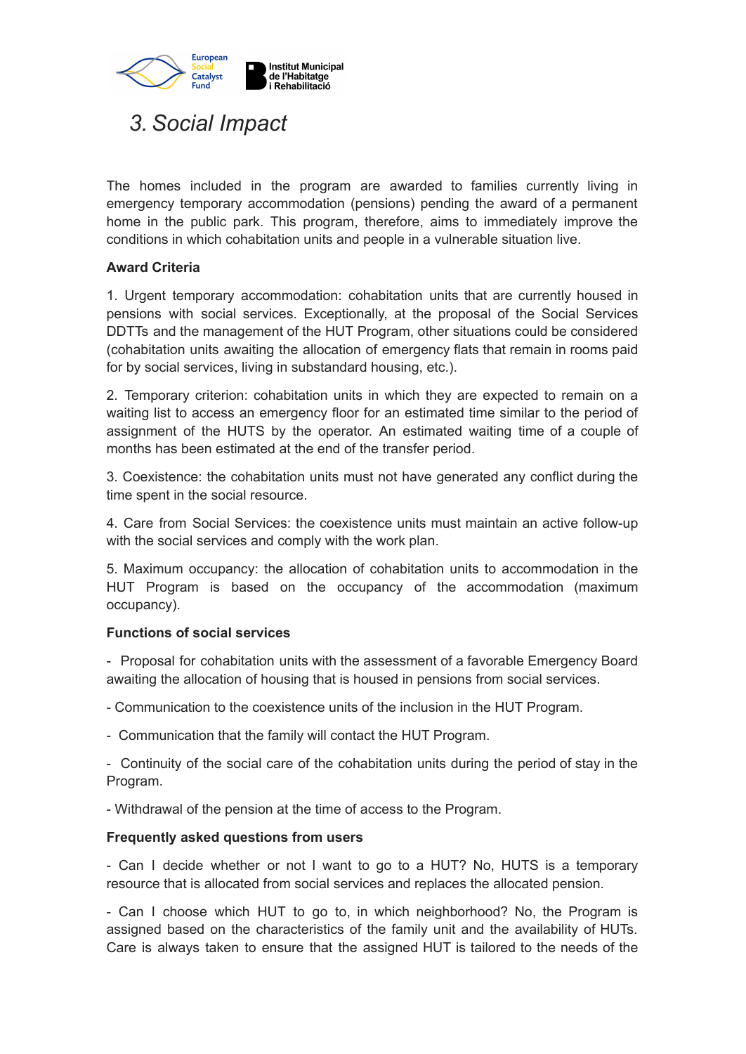# 3. Social Impact

The homes included in the program are awarded to families currently living in emergency temporary accommodation (pensions) pending the award of a permanent home in the public park. This program, therefore, aims to immediately improve the conditions in which cohabitation units and people in a vulnerable situation live.

**Award Criteria**

1. Urgent temporary accommodation: cohabitation units that are currently housed in pensions with social services. Exceptionally, at the proposal of the Social Services DDTTs and the management of the HUT Program, other situations could be considered (cohabitation units awaiting the allocation of emergency flats that remain in rooms paid for by social services, living in substandard housing, etc.).

2. Temporary criterion: cohabitation units in which they are expected to remain on a waiting list to access an emergency floor for an estimated time similar to the period of assignment of the HUTS by the operator. An estimated waiting time of a couple of months has been estimated at the end of the transfer period.

3. Coexistence: the cohabitation units must not have generated any conflict during the time spent in the social resource.

4. Care from Social Services: the coexistence units must maintain an active follow-up with the social services and comply with the work plan.

5. Maximum occupancy: the allocation of cohabitation units to accommodation in the HUT Program is based on the occupancy of the accommodation (maximum occupancy).

**Functions of social services**

- Proposal for cohabitation units with the assessment of a favorable Emergency Board awaiting the allocation of housing that is housed in pensions from social services.

- Communication to the coexistence units of the inclusion in the HUT Program.

- Communication that the family will contact the HUT Program.

- Continuity of the social care of the cohabitation units during the period of stay in the Program.

- Withdrawal of the pension at the time of access to the Program.

**Frequently asked questions from users**

- Can I decide whether or not I want to go to a HUT? No, HUTS is a temporary resource that is allocated from social services and replaces the allocated pension.

- Can I choose which HUT to go to, in which neighborhood? No, the Program is assigned based on the characteristics of the family unit and the availability of HUTs. Care is always taken to ensure that the assigned HUT is tailored to the needs of the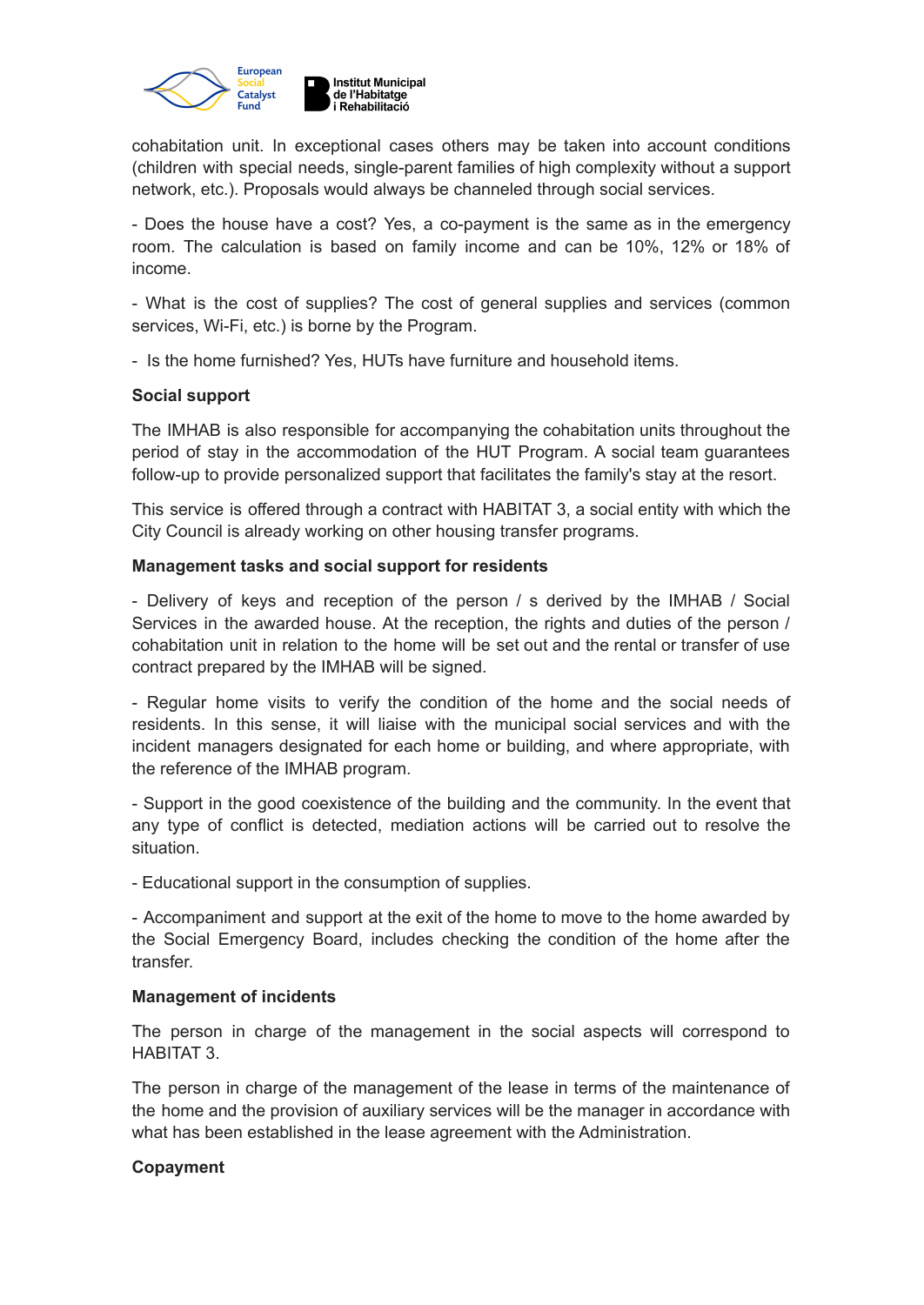cohabitation unit. In exceptional cases others may be taken into account conditions (children with special needs, single-parent families of high complexity without a support network, etc.). Proposals would always be channeled through social services.

- Does the house have a cost? Yes, a co-payment is the same as in the emergency room. The calculation is based on family income and can be 10%, 12% or 18% of income.

- What is the cost of supplies? The cost of general supplies and services (common services, Wi-Fi, etc.) is borne by the Program.

- Is the home furnished? Yes, HUTs have furniture and household items.

**Social support**

The IMHAB is also responsible for accompanying the cohabitation units throughout the period of stay in the accommodation of the HUT Program. A social team guarantees follow-up to provide personalized support that facilitates the family's stay at the resort.

This service is offered through a contract with HABITAT 3, a social entity with which the City Council is already working on other housing transfer programs.

**Management tasks and social support for residents**

- Delivery of keys and reception of the person / s derived by the IMHAB / Social Services in the awarded house. At the reception, the rights and duties of the person / cohabitation unit in relation to the home will be set out and the rental or transfer of use contract prepared by the IMHAB will be signed.

- Regular home visits to verify the condition of the home and the social needs of residents. In this sense, it will liaise with the municipal social services and with the incident managers designated for each home or building, and where appropriate, with the reference of the IMHAB program.

- Support in the good coexistence of the building and the community. In the event that any type of conflict is detected, mediation actions will be carried out to resolve the situation.

- Educational support in the consumption of supplies.

- Accompaniment and support at the exit of the home to move to the home awarded by the Social Emergency Board, includes checking the condition of the home after the transfer.

**Management of incidents**

The person in charge of the management in the social aspects will correspond to HABITAT 3.

The person in charge of the management of the lease in terms of the maintenance of the home and the provision of auxiliary services will be the manager in accordance with what has been established in the lease agreement with the Administration.

**Copayment**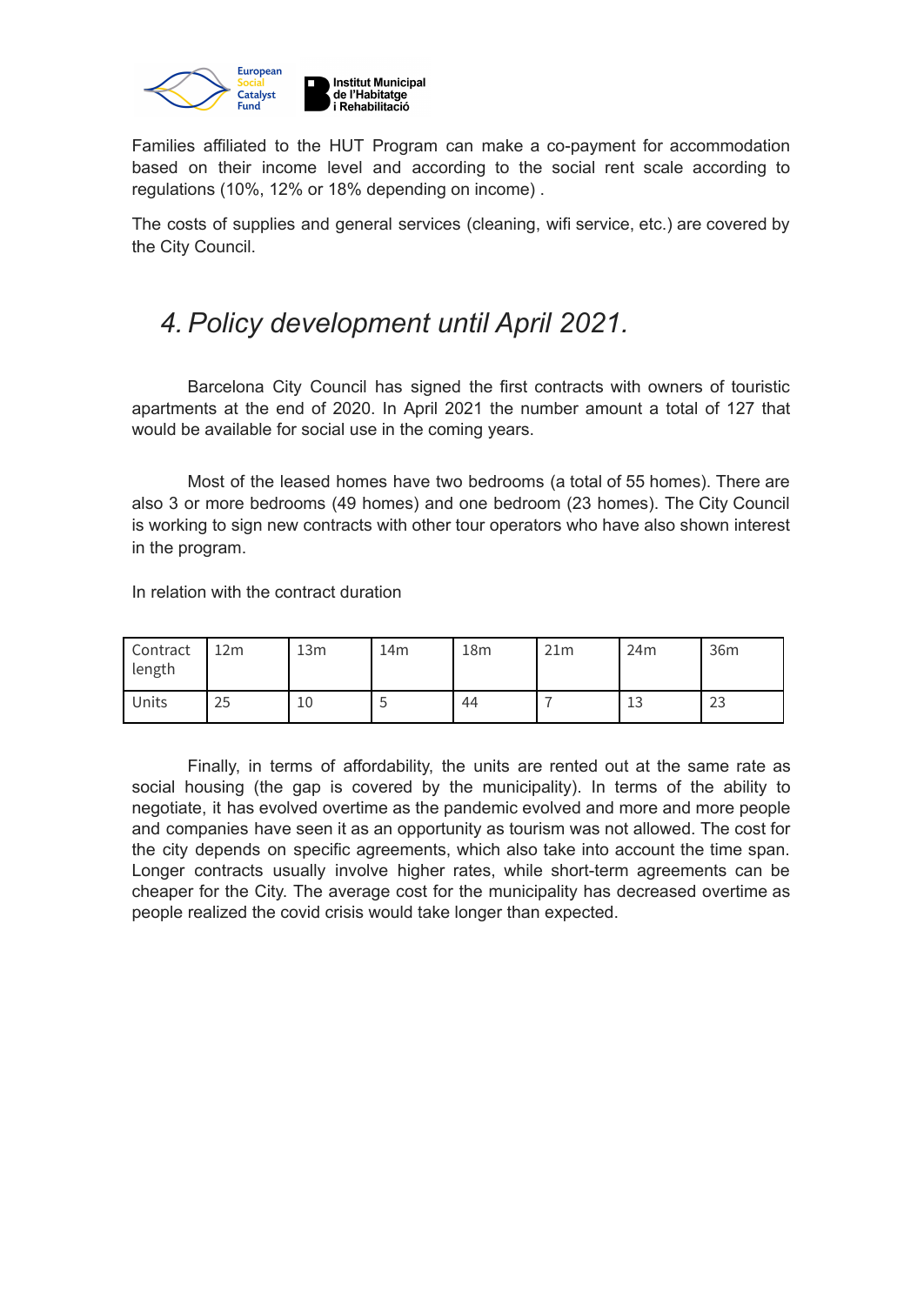Families affiliated to the HUT Program can make a co-payment for accommodation based on their income level and according to the social rent scale according to regulations (10%, 12% or 18% depending on income) .

The costs of supplies and general services (cleaning, wifi service, etc.) are covered by the City Council.

## *4. Policy development until April 2021.*

Barcelona City Council has signed the first contracts with owners of touristic apartments at the end of 2020. In April 2021 the number amount a total of 127 that would be available for social use in the coming years.

Most of the leased homes have two bedrooms (a total of 55 homes). There are also 3 or more bedrooms (49 homes) and one bedroom (23 homes). The City Council is working to sign new contracts with other tour operators who have also shown interest in the program.

In relation with the contract duration

| Contract length | 12m | 13m | 14m | 18m | 21m | 24m | 36m |
|---|---|---|---|---|---|---|---|
| Units | 25 | 10 | 5 | 44 | 7 | 13 | 23 |

Finally, in terms of affordability, the units are rented out at the same rate as social housing (the gap is covered by the municipality). In terms of the ability to negotiate, it has evolved overtime as the pandemic evolved and more and more people and companies have seen it as an opportunity as tourism was not allowed. The cost for the city depends on specific agreements, which also take into account the time span. Longer contracts usually involve higher rates, while short-term agreements can be cheaper for the City. The average cost for the municipality has decreased overtime as people realized the covid crisis would take longer than expected.